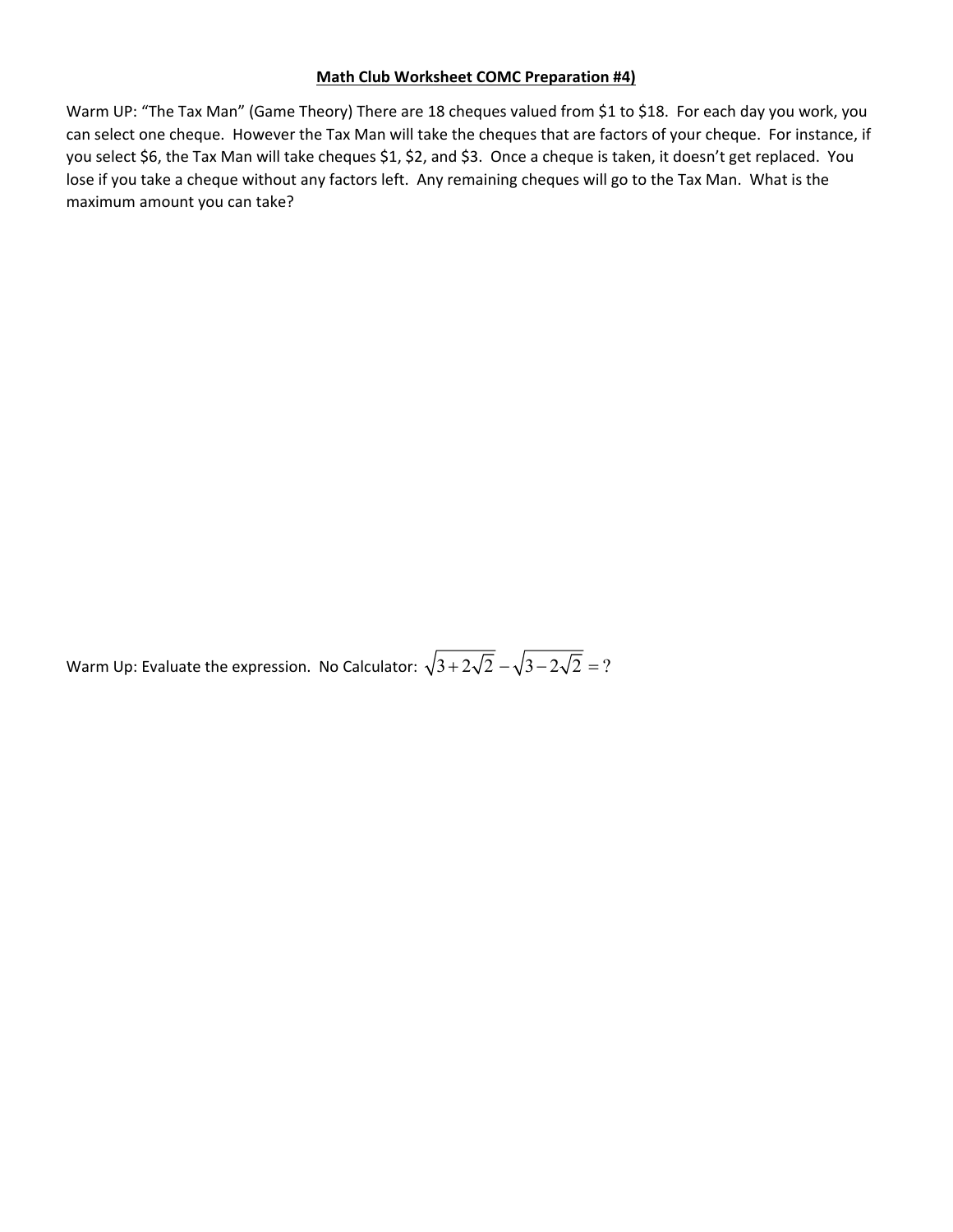## Math Club Worksheet COMC Preparation #4)

Warm UP: "The Tax Man" (Game Theory) There are 18 cheques valued from \$1 to \$18. For each day you work, you can select one cheque. However the Tax Man will take the cheques that are factors of your cheque. For instance, if you select \$6, the Tax Man will take cheques \$1, \$2, and \$3. Once a cheque is taken, it doesn't get replaced. You lose if you take a cheque without any factors left. Any remaining cheques will go to the Tax Man. What is the maximum amount you can take?

Warm Up: Evaluate the expression. No Calculator: $\sqrt{3+2\sqrt{2}}-\sqrt{3-2\sqrt{2}}=?$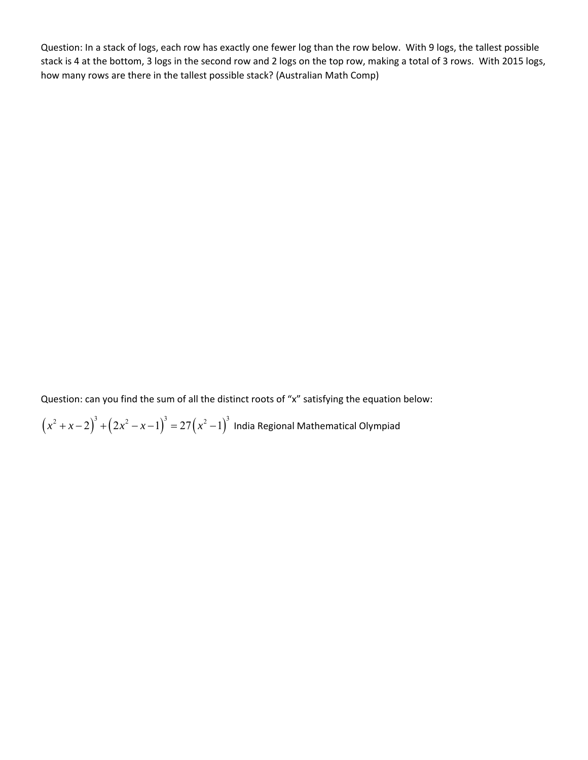Question: In a stack of logs, each row has exactly one fewer log than the row below. With 9 logs, the tallest possible stack is 4 at the bottom, 3 logs in the second row and 2 logs on the top row, making a total of 3 rows. With 2015 logs, how many rows are there in the tallest possible stack? (Australian Math Comp)

Question: can you find the sum of all the distinct roots of "x" satisfying the equation below:

$$(x^2 + x - 2)^3 + (2x^2 - x - 1)^3 = 27(x^2 - 1)^3$$ India Regional Mathematical Olympiad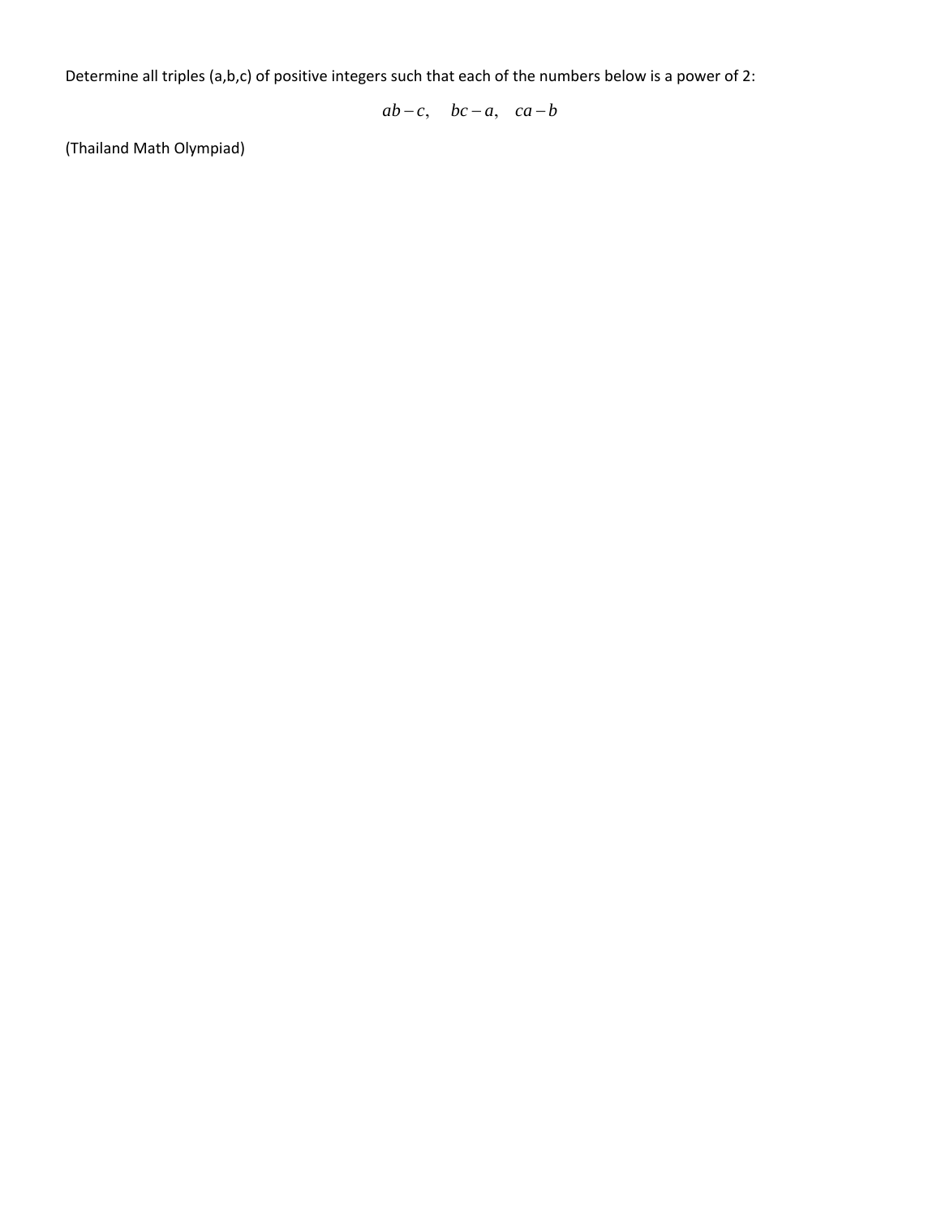Determine all triples (a,b,c) of positive integers such that each of the numbers below is a power of 2:

$$ab-c, \quad bc-a, \quad ca-b$$

(Thailand Math Olympiad)